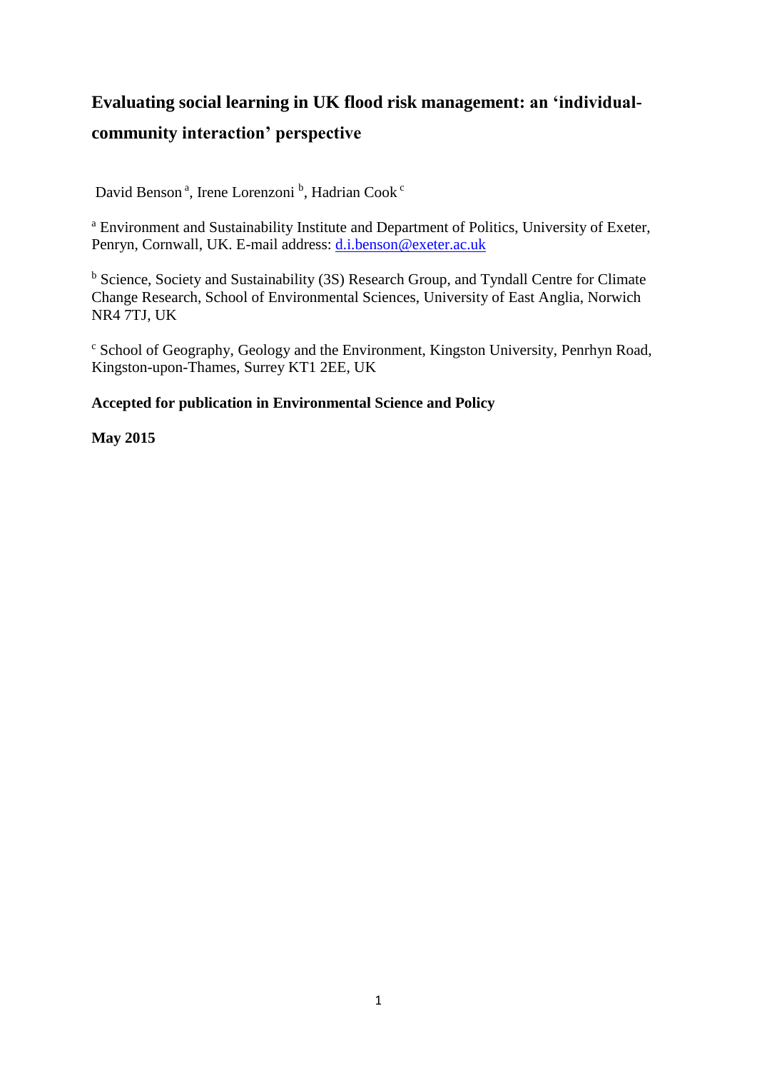# Evaluating social learning in UK flood risk management: an 'individual-community interaction' perspective

David Benson [a], Irene Lorenzoni [b], Hadrian Cook [c]

[a] Environment and Sustainability Institute and Department of Politics, University of Exeter, Penryn, Cornwall, UK. E-mail address: d.i.benson@exeter.ac.uk

[b] Science, Society and Sustainability (3S) Research Group, and Tyndall Centre for Climate Change Research, School of Environmental Sciences, University of East Anglia, Norwich NR4 7TJ, UK

[c] School of Geography, Geology and the Environment, Kingston University, Penrhyn Road, Kingston-upon-Thames, Surrey KT1 2EE, UK

**Accepted for publication in Environmental Science and Policy**

**May 2015**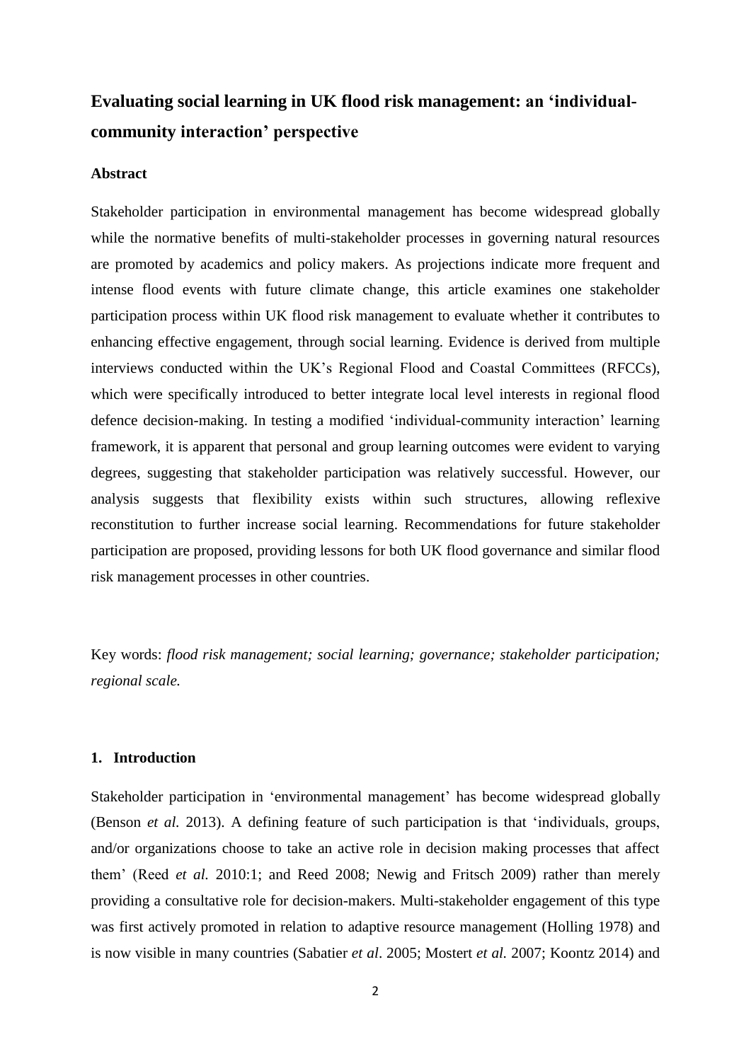# Evaluating social learning in UK flood risk management: an 'individual-community interaction' perspective

## Abstract

Stakeholder participation in environmental management has become widespread globally while the normative benefits of multi-stakeholder processes in governing natural resources are promoted by academics and policy makers. As projections indicate more frequent and intense flood events with future climate change, this article examines one stakeholder participation process within UK flood risk management to evaluate whether it contributes to enhancing effective engagement, through social learning. Evidence is derived from multiple interviews conducted within the UK's Regional Flood and Coastal Committees (RFCCs), which were specifically introduced to better integrate local level interests in regional flood defence decision-making. In testing a modified 'individual-community interaction' learning framework, it is apparent that personal and group learning outcomes were evident to varying degrees, suggesting that stakeholder participation was relatively successful. However, our analysis suggests that flexibility exists within such structures, allowing reflexive reconstitution to further increase social learning. Recommendations for future stakeholder participation are proposed, providing lessons for both UK flood governance and similar flood risk management processes in other countries.

Key words: *flood risk management; social learning; governance; stakeholder participation; regional scale.*

## 1. Introduction

Stakeholder participation in 'environmental management' has become widespread globally (Benson *et al.* 2013). A defining feature of such participation is that 'individuals, groups, and/or organizations choose to take an active role in decision making processes that affect them' (Reed *et al.* 2010:1; and Reed 2008; Newig and Fritsch 2009) rather than merely providing a consultative role for decision-makers. Multi-stakeholder engagement of this type was first actively promoted in relation to adaptive resource management (Holling 1978) and is now visible in many countries (Sabatier *et al*. 2005; Mostert *et al.* 2007; Koontz 2014) and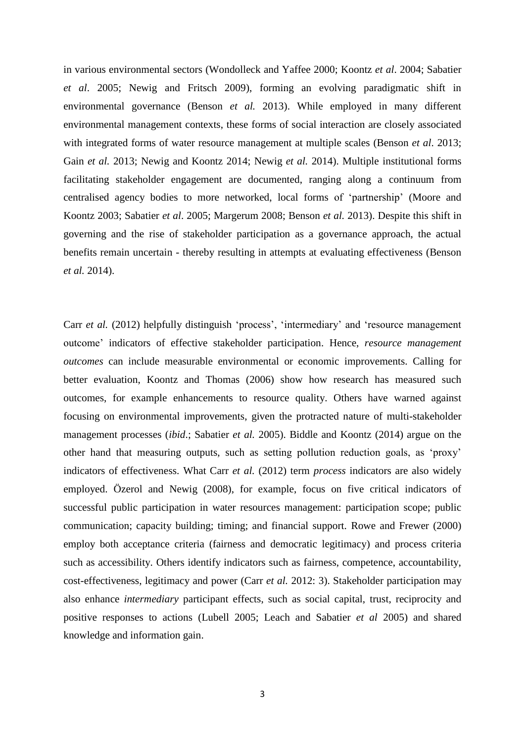in various environmental sectors (Wondolleck and Yaffee 2000; Koontz *et al*. 2004; Sabatier *et al*. 2005; Newig and Fritsch 2009), forming an evolving paradigmatic shift in environmental governance (Benson *et al.* 2013). While employed in many different environmental management contexts, these forms of social interaction are closely associated with integrated forms of water resource management at multiple scales (Benson *et al*. 2013; Gain *et al.* 2013; Newig and Koontz 2014; Newig *et al.* 2014). Multiple institutional forms facilitating stakeholder engagement are documented, ranging along a continuum from centralised agency bodies to more networked, local forms of 'partnership' (Moore and Koontz 2003; Sabatier *et al*. 2005; Margerum 2008; Benson *et al.* 2013). Despite this shift in governing and the rise of stakeholder participation as a governance approach, the actual benefits remain uncertain - thereby resulting in attempts at evaluating effectiveness (Benson *et al.* 2014).

Carr *et al.* (2012) helpfully distinguish 'process', 'intermediary' and 'resource management outcome' indicators of effective stakeholder participation. Hence, *resource management outcomes* can include measurable environmental or economic improvements. Calling for better evaluation, Koontz and Thomas (2006) show how research has measured such outcomes, for example enhancements to resource quality. Others have warned against focusing on environmental improvements, given the protracted nature of multi-stakeholder management processes (*ibid*.; Sabatier *et al.* 2005). Biddle and Koontz (2014) argue on the other hand that measuring outputs, such as setting pollution reduction goals, as 'proxy' indicators of effectiveness. What Carr *et al.* (2012) term *process* indicators are also widely employed. Özerol and Newig (2008), for example, focus on five critical indicators of successful public participation in water resources management: participation scope; public communication; capacity building; timing; and financial support. Rowe and Frewer (2000) employ both acceptance criteria (fairness and democratic legitimacy) and process criteria such as accessibility. Others identify indicators such as fairness, competence, accountability, cost-effectiveness, legitimacy and power (Carr *et al.* 2012: 3). Stakeholder participation may also enhance *intermediary* participant effects, such as social capital, trust, reciprocity and positive responses to actions (Lubell 2005; Leach and Sabatier *et al* 2005) and shared knowledge and information gain.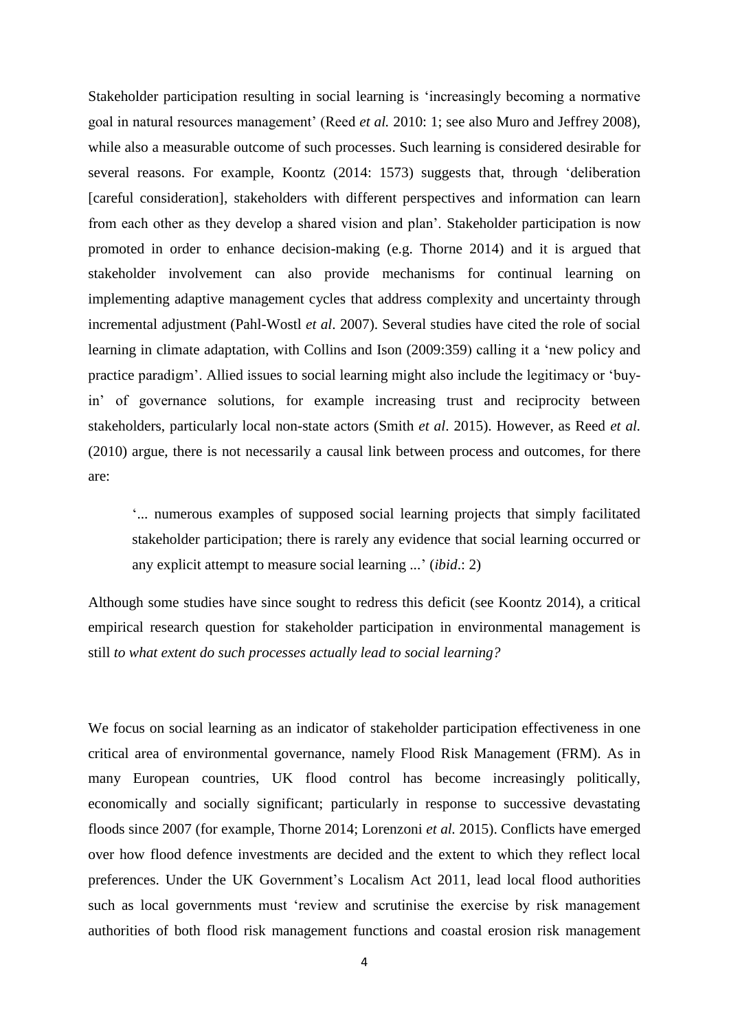Stakeholder participation resulting in social learning is 'increasingly becoming a normative goal in natural resources management' (Reed *et al.* 2010: 1; see also Muro and Jeffrey 2008), while also a measurable outcome of such processes. Such learning is considered desirable for several reasons. For example, Koontz (2014: 1573) suggests that, through 'deliberation [careful consideration], stakeholders with different perspectives and information can learn from each other as they develop a shared vision and plan'. Stakeholder participation is now promoted in order to enhance decision-making (e.g. Thorne 2014) and it is argued that stakeholder involvement can also provide mechanisms for continual learning on implementing adaptive management cycles that address complexity and uncertainty through incremental adjustment (Pahl-Wostl *et al*. 2007). Several studies have cited the role of social learning in climate adaptation, with Collins and Ison (2009:359) calling it a 'new policy and practice paradigm'. Allied issues to social learning might also include the legitimacy or 'buy-in' of governance solutions, for example increasing trust and reciprocity between stakeholders, particularly local non-state actors (Smith *et al*. 2015). However, as Reed *et al.* (2010) argue, there is not necessarily a causal link between process and outcomes, for there are:

> '... numerous examples of supposed social learning projects that simply facilitated stakeholder participation; there is rarely any evidence that social learning occurred or any explicit attempt to measure social learning ...' (*ibid*.: 2)

Although some studies have since sought to redress this deficit (see Koontz 2014), a critical empirical research question for stakeholder participation in environmental management is still *to what extent do such processes actually lead to social learning?*

We focus on social learning as an indicator of stakeholder participation effectiveness in one critical area of environmental governance, namely Flood Risk Management (FRM). As in many European countries, UK flood control has become increasingly politically, economically and socially significant; particularly in response to successive devastating floods since 2007 (for example, Thorne 2014; Lorenzoni *et al.* 2015). Conflicts have emerged over how flood defence investments are decided and the extent to which they reflect local preferences. Under the UK Government's Localism Act 2011, lead local flood authorities such as local governments must 'review and scrutinise the exercise by risk management authorities of both flood risk management functions and coastal erosion risk management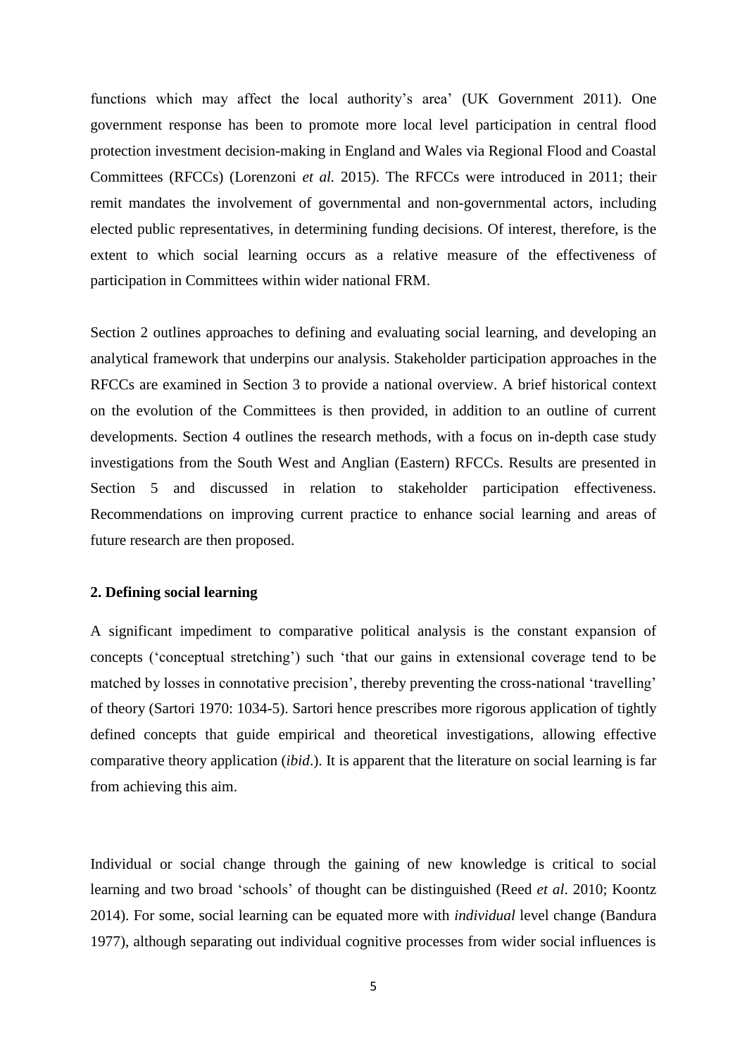functions which may affect the local authority's area' (UK Government 2011). One government response has been to promote more local level participation in central flood protection investment decision-making in England and Wales via Regional Flood and Coastal Committees (RFCCs) (Lorenzoni *et al.* 2015). The RFCCs were introduced in 2011; their remit mandates the involvement of governmental and non-governmental actors, including elected public representatives, in determining funding decisions. Of interest, therefore, is the extent to which social learning occurs as a relative measure of the effectiveness of participation in Committees within wider national FRM.

Section 2 outlines approaches to defining and evaluating social learning, and developing an analytical framework that underpins our analysis. Stakeholder participation approaches in the RFCCs are examined in Section 3 to provide a national overview. A brief historical context on the evolution of the Committees is then provided, in addition to an outline of current developments. Section 4 outlines the research methods, with a focus on in-depth case study investigations from the South West and Anglian (Eastern) RFCCs. Results are presented in Section 5 and discussed in relation to stakeholder participation effectiveness. Recommendations on improving current practice to enhance social learning and areas of future research are then proposed.

## 2. Defining social learning

A significant impediment to comparative political analysis is the constant expansion of concepts ('conceptual stretching') such 'that our gains in extensional coverage tend to be matched by losses in connotative precision', thereby preventing the cross-national 'travelling' of theory (Sartori 1970: 1034-5). Sartori hence prescribes more rigorous application of tightly defined concepts that guide empirical and theoretical investigations, allowing effective comparative theory application (*ibid*.). It is apparent that the literature on social learning is far from achieving this aim.

Individual or social change through the gaining of new knowledge is critical to social learning and two broad 'schools' of thought can be distinguished (Reed *et al*. 2010; Koontz 2014). For some, social learning can be equated more with *individual* level change (Bandura 1977), although separating out individual cognitive processes from wider social influences is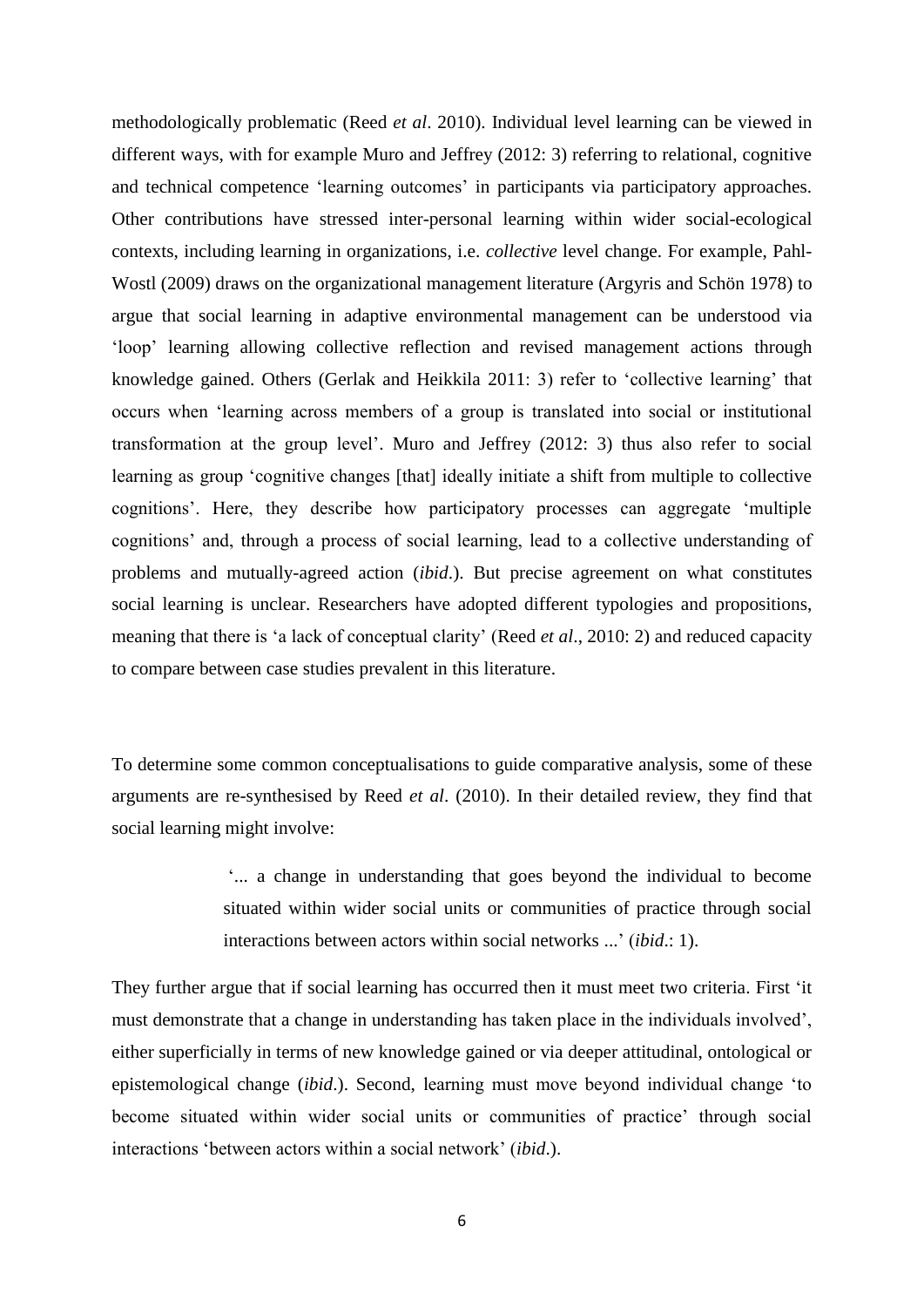methodologically problematic (Reed *et al*. 2010). Individual level learning can be viewed in different ways, with for example Muro and Jeffrey (2012: 3) referring to relational, cognitive and technical competence 'learning outcomes' in participants via participatory approaches. Other contributions have stressed inter-personal learning within wider social-ecological contexts, including learning in organizations, i.e. *collective* level change. For example, Pahl-Wostl (2009) draws on the organizational management literature (Argyris and Schön 1978) to argue that social learning in adaptive environmental management can be understood via 'loop' learning allowing collective reflection and revised management actions through knowledge gained. Others (Gerlak and Heikkila 2011: 3) refer to 'collective learning' that occurs when 'learning across members of a group is translated into social or institutional transformation at the group level'. Muro and Jeffrey (2012: 3) thus also refer to social learning as group 'cognitive changes [that] ideally initiate a shift from multiple to collective cognitions'. Here, they describe how participatory processes can aggregate 'multiple cognitions' and, through a process of social learning, lead to a collective understanding of problems and mutually-agreed action (*ibid*.). But precise agreement on what constitutes social learning is unclear. Researchers have adopted different typologies and propositions, meaning that there is 'a lack of conceptual clarity' (Reed *et al*., 2010: 2) and reduced capacity to compare between case studies prevalent in this literature.

To determine some common conceptualisations to guide comparative analysis, some of these arguments are re-synthesised by Reed *et al*. (2010). In their detailed review, they find that social learning might involve:

> '... a change in understanding that goes beyond the individual to become situated within wider social units or communities of practice through social interactions between actors within social networks ...' (*ibid*.: 1).

They further argue that if social learning has occurred then it must meet two criteria. First 'it must demonstrate that a change in understanding has taken place in the individuals involved', either superficially in terms of new knowledge gained or via deeper attitudinal, ontological or epistemological change (*ibid*.). Second, learning must move beyond individual change 'to become situated within wider social units or communities of practice' through social interactions 'between actors within a social network' (*ibid*.).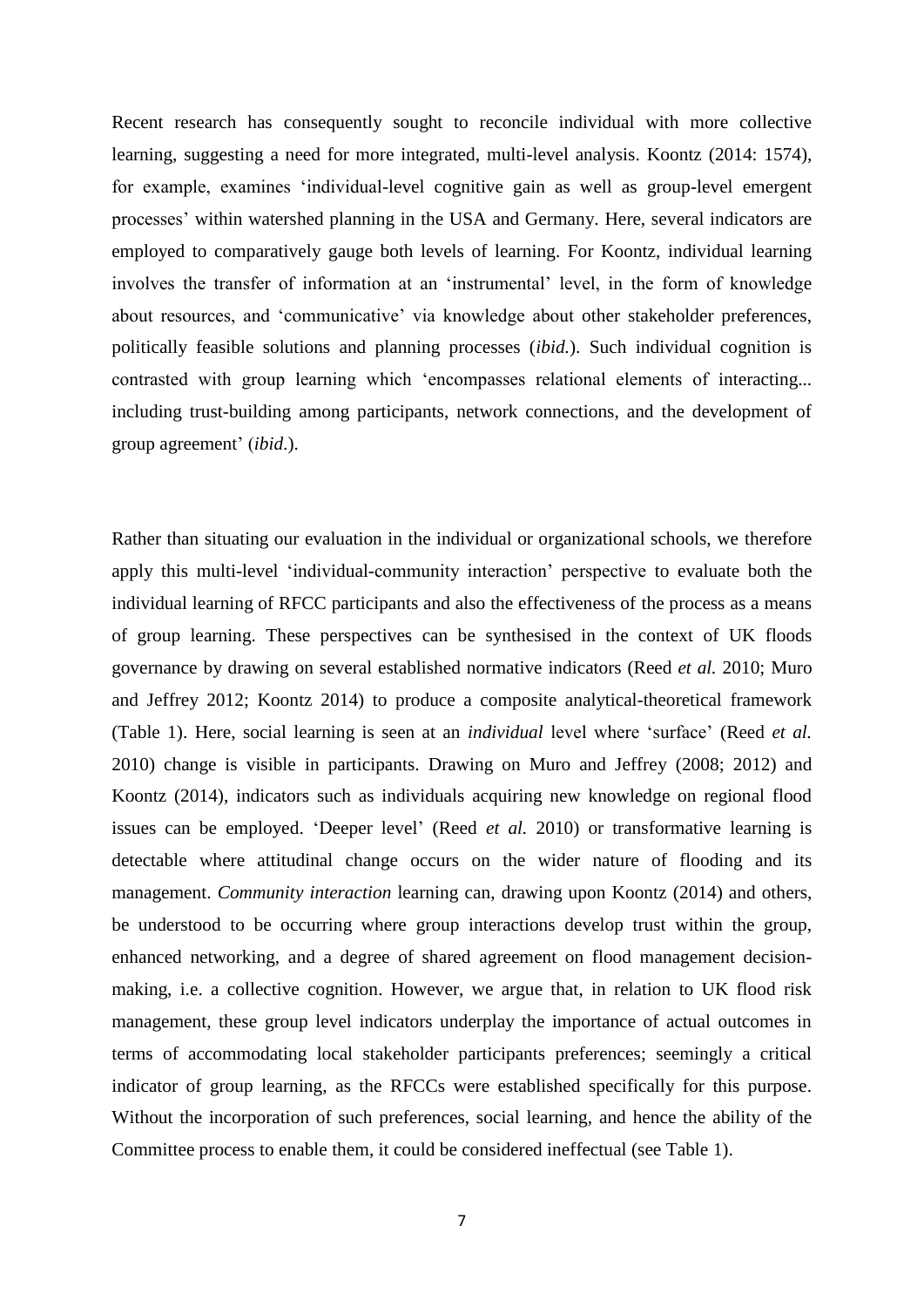Recent research has consequently sought to reconcile individual with more collective learning, suggesting a need for more integrated, multi-level analysis. Koontz (2014: 1574), for example, examines 'individual-level cognitive gain as well as group-level emergent processes' within watershed planning in the USA and Germany. Here, several indicators are employed to comparatively gauge both levels of learning. For Koontz, individual learning involves the transfer of information at an 'instrumental' level, in the form of knowledge about resources, and 'communicative' via knowledge about other stakeholder preferences, politically feasible solutions and planning processes (*ibid.*). Such individual cognition is contrasted with group learning which 'encompasses relational elements of interacting... including trust-building among participants, network connections, and the development of group agreement' (*ibid.*).

Rather than situating our evaluation in the individual or organizational schools, we therefore apply this multi-level 'individual-community interaction' perspective to evaluate both the individual learning of RFCC participants and also the effectiveness of the process as a means of group learning. These perspectives can be synthesised in the context of UK floods governance by drawing on several established normative indicators (Reed *et al.* 2010; Muro and Jeffrey 2012; Koontz 2014) to produce a composite analytical-theoretical framework (Table 1). Here, social learning is seen at an *individual* level where 'surface' (Reed *et al.* 2010) change is visible in participants. Drawing on Muro and Jeffrey (2008; 2012) and Koontz (2014), indicators such as individuals acquiring new knowledge on regional flood issues can be employed. 'Deeper level' (Reed *et al.* 2010) or transformative learning is detectable where attitudinal change occurs on the wider nature of flooding and its management. *Community interaction* learning can, drawing upon Koontz (2014) and others, be understood to be occurring where group interactions develop trust within the group, enhanced networking, and a degree of shared agreement on flood management decision-making, i.e. a collective cognition. However, we argue that, in relation to UK flood risk management, these group level indicators underplay the importance of actual outcomes in terms of accommodating local stakeholder participants preferences; seemingly a critical indicator of group learning, as the RFCCs were established specifically for this purpose. Without the incorporation of such preferences, social learning, and hence the ability of the Committee process to enable them, it could be considered ineffectual (see Table 1).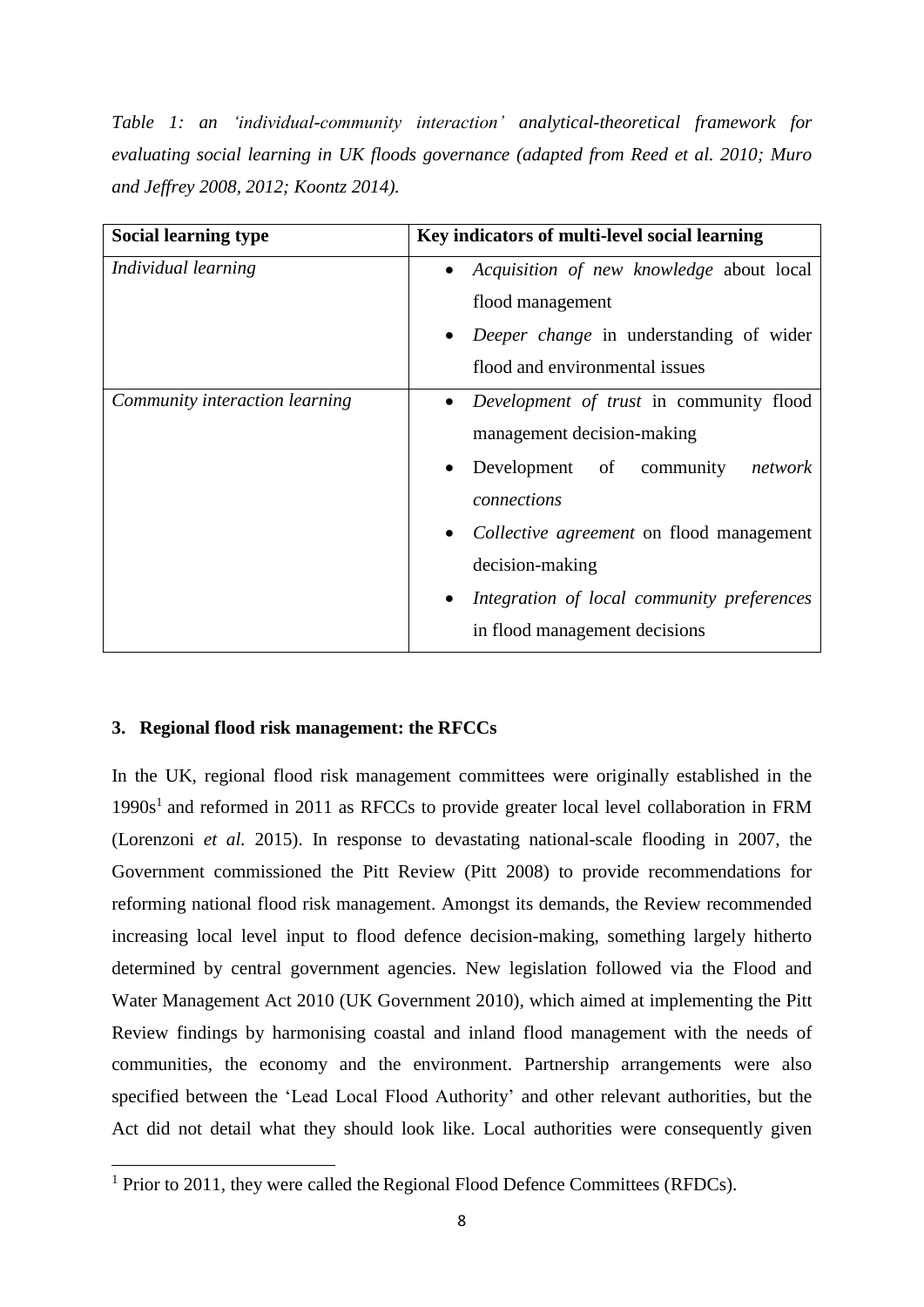*Table 1: an 'individual-community interaction' analytical-theoretical framework for evaluating social learning in UK floods governance (adapted from Reed et al. 2010; Muro and Jeffrey 2008, 2012; Koontz 2014).*

| **Social learning type** | **Key indicators of multi-level social learning** |
|---|---|
| *Individual learning* | • *Acquisition of new knowledge* about local flood management<br>• *Deeper change* in understanding of wider flood and environmental issues |
| *Community interaction learning* | • *Development of trust* in community flood management decision-making<br>• Development of community *network connections*<br>• *Collective agreement* on flood management decision-making<br>• *Integration of local community preferences* in flood management decisions |

### 3. Regional flood risk management: the RFCCs

In the UK, regional flood risk management committees were originally established in the 1990s[1] and reformed in 2011 as RFCCs to provide greater local level collaboration in FRM (Lorenzoni *et al.* 2015). In response to devastating national-scale flooding in 2007, the Government commissioned the Pitt Review (Pitt 2008) to provide recommendations for reforming national flood risk management. Amongst its demands, the Review recommended increasing local level input to flood defence decision-making, something largely hitherto determined by central government agencies. New legislation followed via the Flood and Water Management Act 2010 (UK Government 2010), which aimed at implementing the Pitt Review findings by harmonising coastal and inland flood management with the needs of communities, the economy and the environment. Partnership arrangements were also specified between the 'Lead Local Flood Authority' and other relevant authorities, but the Act did not detail what they should look like. Local authorities were consequently given

[1] Prior to 2011, they were called the Regional Flood Defence Committees (RFDCs).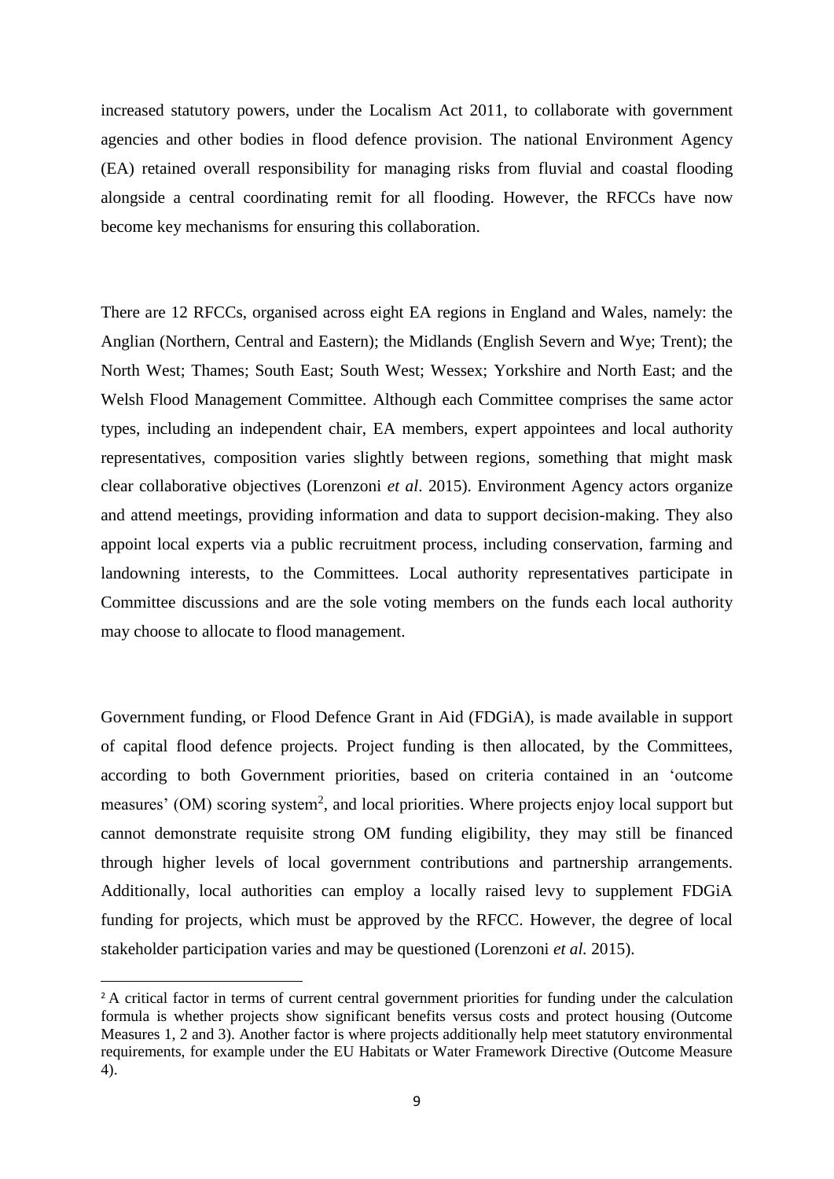increased statutory powers, under the Localism Act 2011, to collaborate with government agencies and other bodies in flood defence provision. The national Environment Agency (EA) retained overall responsibility for managing risks from fluvial and coastal flooding alongside a central coordinating remit for all flooding. However, the RFCCs have now become key mechanisms for ensuring this collaboration.

There are 12 RFCCs, organised across eight EA regions in England and Wales, namely: the Anglian (Northern, Central and Eastern); the Midlands (English Severn and Wye; Trent); the North West; Thames; South East; South West; Wessex; Yorkshire and North East; and the Welsh Flood Management Committee. Although each Committee comprises the same actor types, including an independent chair, EA members, expert appointees and local authority representatives, composition varies slightly between regions, something that might mask clear collaborative objectives (Lorenzoni *et al*. 2015). Environment Agency actors organize and attend meetings, providing information and data to support decision-making. They also appoint local experts via a public recruitment process, including conservation, farming and landowning interests, to the Committees. Local authority representatives participate in Committee discussions and are the sole voting members on the funds each local authority may choose to allocate to flood management.

Government funding, or Flood Defence Grant in Aid (FDGiA), is made available in support of capital flood defence projects. Project funding is then allocated, by the Committees, according to both Government priorities, based on criteria contained in an 'outcome measures' (OM) scoring system[2], and local priorities. Where projects enjoy local support but cannot demonstrate requisite strong OM funding eligibility, they may still be financed through higher levels of local government contributions and partnership arrangements. Additionally, local authorities can employ a locally raised levy to supplement FDGiA funding for projects, which must be approved by the RFCC. However, the degree of local stakeholder participation varies and may be questioned (Lorenzoni *et al.* 2015).

[2] A critical factor in terms of current central government priorities for funding under the calculation formula is whether projects show significant benefits versus costs and protect housing (Outcome Measures 1, 2 and 3). Another factor is where projects additionally help meet statutory environmental requirements, for example under the EU Habitats or Water Framework Directive (Outcome Measure 4).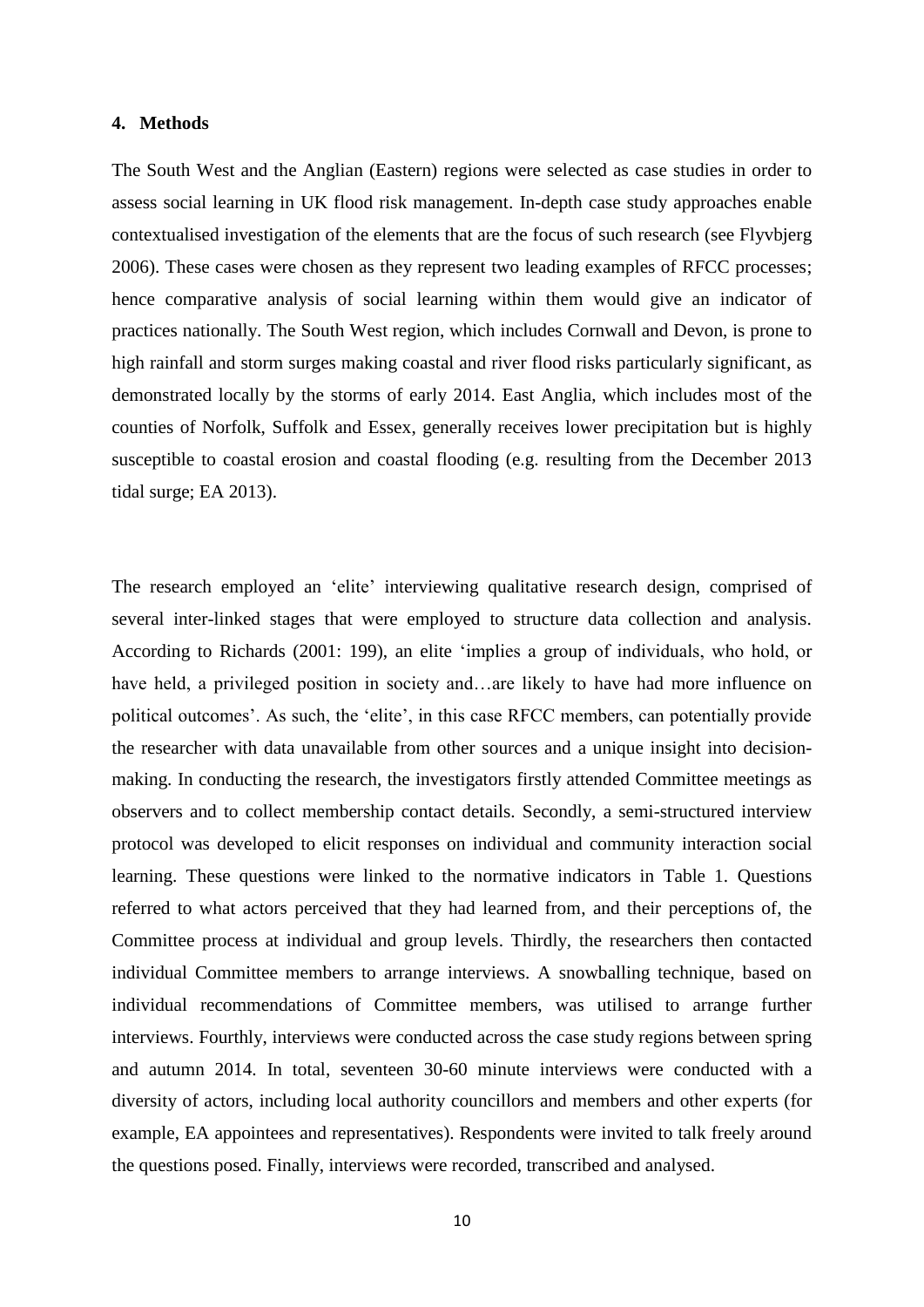## 4. Methods

The South West and the Anglian (Eastern) regions were selected as case studies in order to assess social learning in UK flood risk management. In-depth case study approaches enable contextualised investigation of the elements that are the focus of such research (see Flyvbjerg 2006). These cases were chosen as they represent two leading examples of RFCC processes; hence comparative analysis of social learning within them would give an indicator of practices nationally. The South West region, which includes Cornwall and Devon, is prone to high rainfall and storm surges making coastal and river flood risks particularly significant, as demonstrated locally by the storms of early 2014. East Anglia, which includes most of the counties of Norfolk, Suffolk and Essex, generally receives lower precipitation but is highly susceptible to coastal erosion and coastal flooding (e.g. resulting from the December 2013 tidal surge; EA 2013).

The research employed an 'elite' interviewing qualitative research design, comprised of several inter-linked stages that were employed to structure data collection and analysis. According to Richards (2001: 199), an elite 'implies a group of individuals, who hold, or have held, a privileged position in society and…are likely to have had more influence on political outcomes'. As such, the 'elite', in this case RFCC members, can potentially provide the researcher with data unavailable from other sources and a unique insight into decision-making. In conducting the research, the investigators firstly attended Committee meetings as observers and to collect membership contact details. Secondly, a semi-structured interview protocol was developed to elicit responses on individual and community interaction social learning. These questions were linked to the normative indicators in Table 1. Questions referred to what actors perceived that they had learned from, and their perceptions of, the Committee process at individual and group levels. Thirdly, the researchers then contacted individual Committee members to arrange interviews. A snowballing technique, based on individual recommendations of Committee members, was utilised to arrange further interviews. Fourthly, interviews were conducted across the case study regions between spring and autumn 2014. In total, seventeen 30-60 minute interviews were conducted with a diversity of actors, including local authority councillors and members and other experts (for example, EA appointees and representatives). Respondents were invited to talk freely around the questions posed. Finally, interviews were recorded, transcribed and analysed.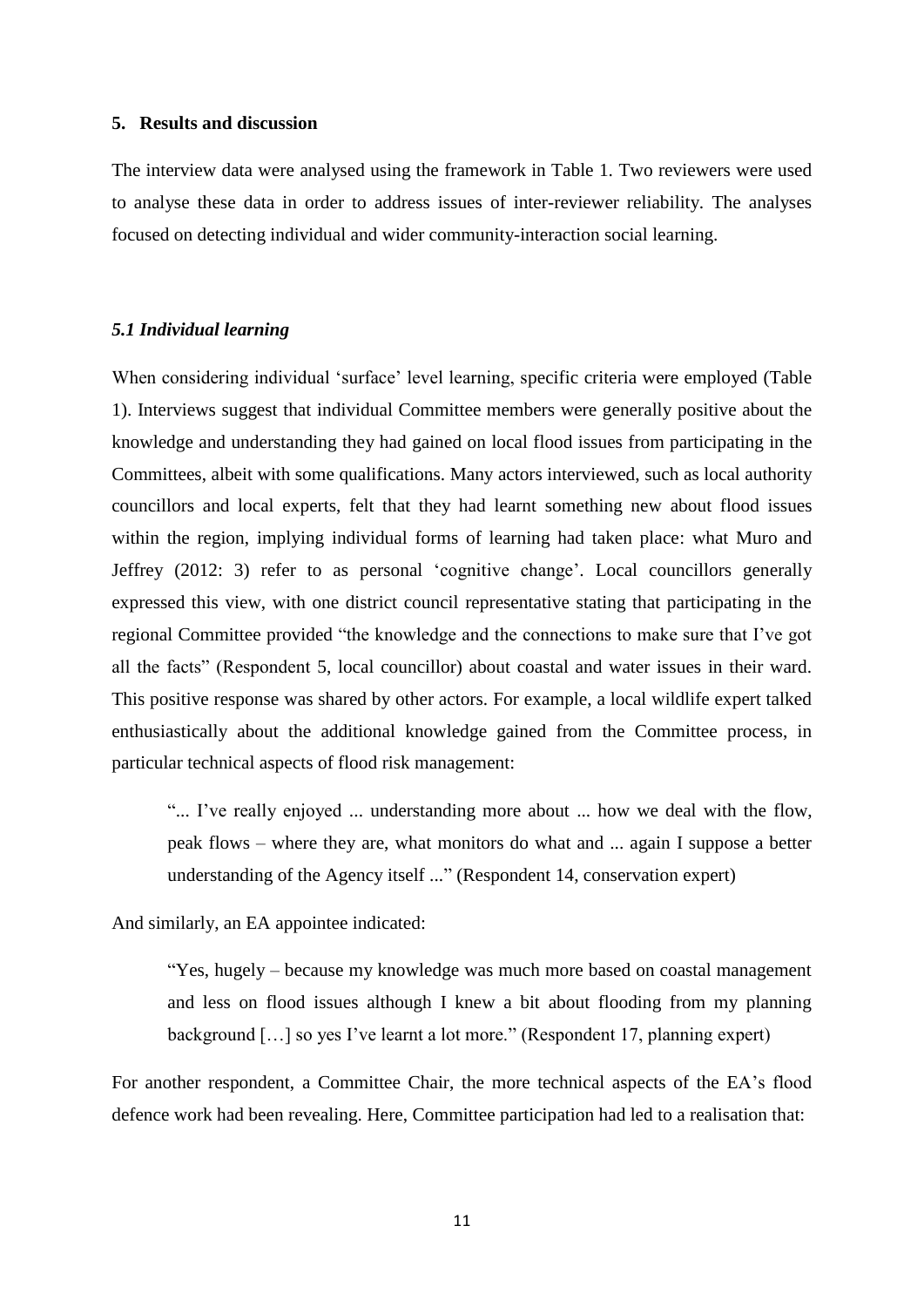## 5. Results and discussion

The interview data were analysed using the framework in Table 1. Two reviewers were used to analyse these data in order to address issues of inter-reviewer reliability. The analyses focused on detecting individual and wider community-interaction social learning.

### *5.1 Individual learning*

When considering individual 'surface' level learning, specific criteria were employed (Table 1). Interviews suggest that individual Committee members were generally positive about the knowledge and understanding they had gained on local flood issues from participating in the Committees, albeit with some qualifications. Many actors interviewed, such as local authority councillors and local experts, felt that they had learnt something new about flood issues within the region, implying individual forms of learning had taken place: what Muro and Jeffrey (2012: 3) refer to as personal 'cognitive change'. Local councillors generally expressed this view, with one district council representative stating that participating in the regional Committee provided "the knowledge and the connections to make sure that I've got all the facts" (Respondent 5, local councillor) about coastal and water issues in their ward. This positive response was shared by other actors. For example, a local wildlife expert talked enthusiastically about the additional knowledge gained from the Committee process, in particular technical aspects of flood risk management:

> "... I've really enjoyed ... understanding more about ... how we deal with the flow, peak flows – where they are, what monitors do what and ... again I suppose a better understanding of the Agency itself ..." (Respondent 14, conservation expert)

And similarly, an EA appointee indicated:

> "Yes, hugely – because my knowledge was much more based on coastal management and less on flood issues although I knew a bit about flooding from my planning background […] so yes I've learnt a lot more." (Respondent 17, planning expert)

For another respondent, a Committee Chair, the more technical aspects of the EA's flood defence work had been revealing. Here, Committee participation had led to a realisation that: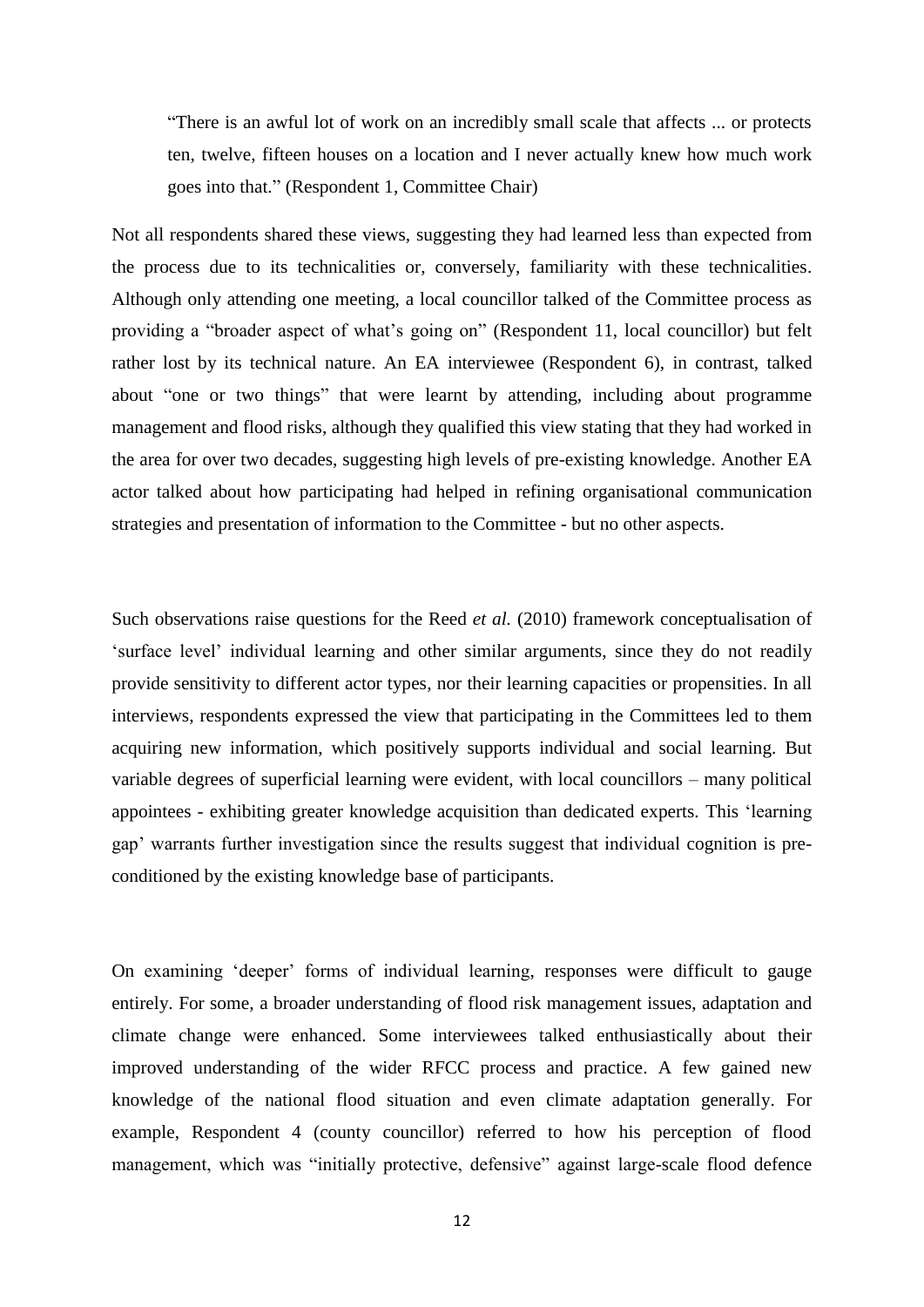> "There is an awful lot of work on an incredibly small scale that affects ... or protects ten, twelve, fifteen houses on a location and I never actually knew how much work goes into that." (Respondent 1, Committee Chair)

Not all respondents shared these views, suggesting they had learned less than expected from the process due to its technicalities or, conversely, familiarity with these technicalities. Although only attending one meeting, a local councillor talked of the Committee process as providing a "broader aspect of what's going on" (Respondent 11, local councillor) but felt rather lost by its technical nature. An EA interviewee (Respondent 6), in contrast, talked about "one or two things" that were learnt by attending, including about programme management and flood risks, although they qualified this view stating that they had worked in the area for over two decades, suggesting high levels of pre-existing knowledge. Another EA actor talked about how participating had helped in refining organisational communication strategies and presentation of information to the Committee - but no other aspects.

Such observations raise questions for the Reed *et al.* (2010) framework conceptualisation of 'surface level' individual learning and other similar arguments, since they do not readily provide sensitivity to different actor types, nor their learning capacities or propensities. In all interviews, respondents expressed the view that participating in the Committees led to them acquiring new information, which positively supports individual and social learning. But variable degrees of superficial learning were evident, with local councillors – many political appointees - exhibiting greater knowledge acquisition than dedicated experts. This 'learning gap' warrants further investigation since the results suggest that individual cognition is pre-conditioned by the existing knowledge base of participants.

On examining 'deeper' forms of individual learning, responses were difficult to gauge entirely. For some, a broader understanding of flood risk management issues, adaptation and climate change were enhanced. Some interviewees talked enthusiastically about their improved understanding of the wider RFCC process and practice. A few gained new knowledge of the national flood situation and even climate adaptation generally. For example, Respondent 4 (county councillor) referred to how his perception of flood management, which was "initially protective, defensive" against large-scale flood defence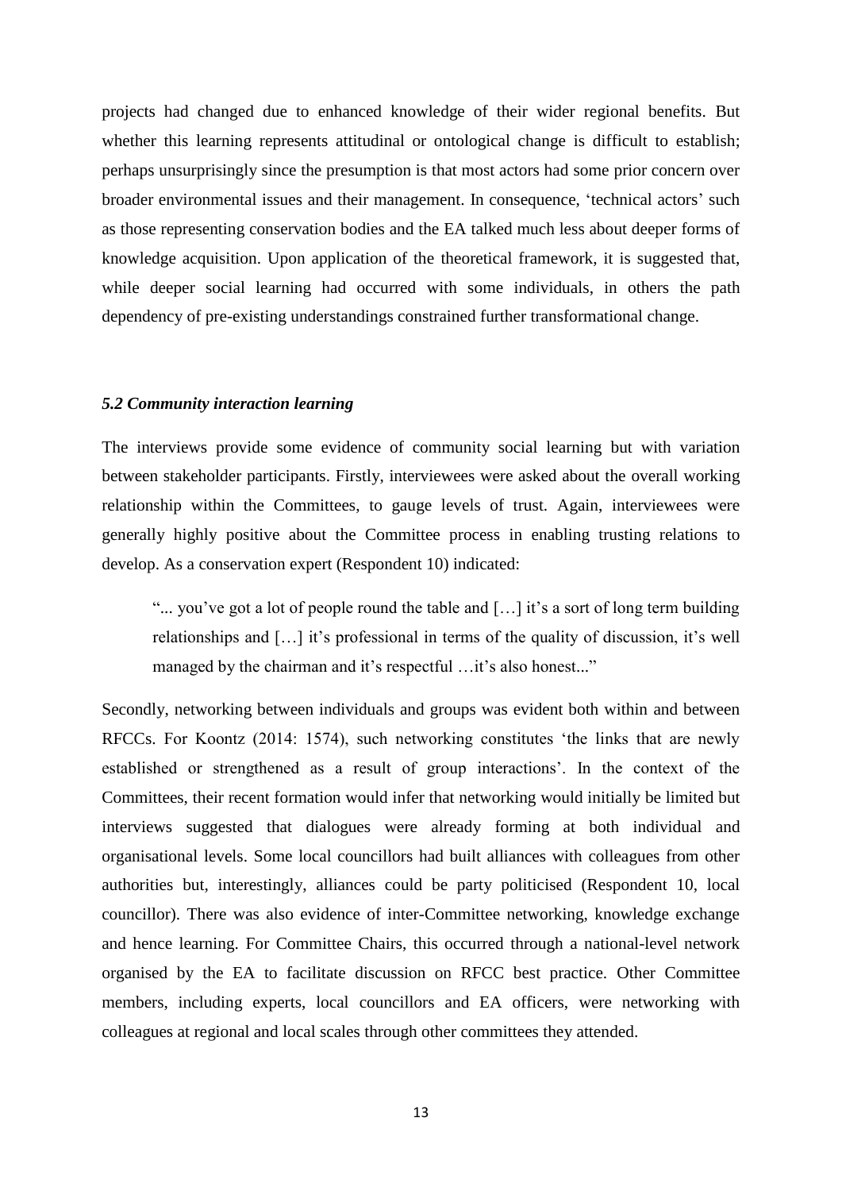projects had changed due to enhanced knowledge of their wider regional benefits. But whether this learning represents attitudinal or ontological change is difficult to establish; perhaps unsurprisingly since the presumption is that most actors had some prior concern over broader environmental issues and their management. In consequence, 'technical actors' such as those representing conservation bodies and the EA talked much less about deeper forms of knowledge acquisition. Upon application of the theoretical framework, it is suggested that, while deeper social learning had occurred with some individuals, in others the path dependency of pre-existing understandings constrained further transformational change.

### *5.2 Community interaction learning*

The interviews provide some evidence of community social learning but with variation between stakeholder participants. Firstly, interviewees were asked about the overall working relationship within the Committees, to gauge levels of trust. Again, interviewees were generally highly positive about the Committee process in enabling trusting relations to develop. As a conservation expert (Respondent 10) indicated:

> "... you've got a lot of people round the table and […] it's a sort of long term building relationships and […] it's professional in terms of the quality of discussion, it's well managed by the chairman and it's respectful …it's also honest..."

Secondly, networking between individuals and groups was evident both within and between RFCCs. For Koontz (2014: 1574), such networking constitutes 'the links that are newly established or strengthened as a result of group interactions'. In the context of the Committees, their recent formation would infer that networking would initially be limited but interviews suggested that dialogues were already forming at both individual and organisational levels. Some local councillors had built alliances with colleagues from other authorities but, interestingly, alliances could be party politicised (Respondent 10, local councillor). There was also evidence of inter-Committee networking, knowledge exchange and hence learning. For Committee Chairs, this occurred through a national-level network organised by the EA to facilitate discussion on RFCC best practice. Other Committee members, including experts, local councillors and EA officers, were networking with colleagues at regional and local scales through other committees they attended.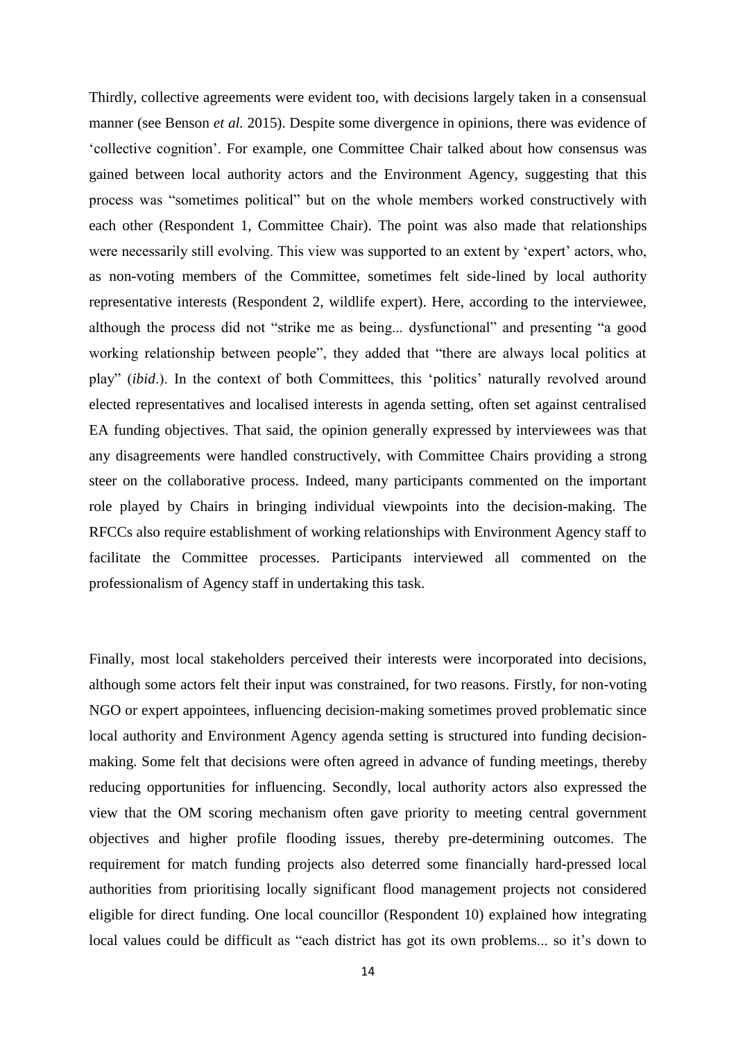Thirdly, collective agreements were evident too, with decisions largely taken in a consensual manner (see Benson *et al.* 2015). Despite some divergence in opinions, there was evidence of 'collective cognition'. For example, one Committee Chair talked about how consensus was gained between local authority actors and the Environment Agency, suggesting that this process was "sometimes political" but on the whole members worked constructively with each other (Respondent 1, Committee Chair). The point was also made that relationships were necessarily still evolving. This view was supported to an extent by 'expert' actors, who, as non-voting members of the Committee, sometimes felt side-lined by local authority representative interests (Respondent 2, wildlife expert). Here, according to the interviewee, although the process did not "strike me as being... dysfunctional" and presenting "a good working relationship between people", they added that "there are always local politics at play" (*ibid*.). In the context of both Committees, this 'politics' naturally revolved around elected representatives and localised interests in agenda setting, often set against centralised EA funding objectives. That said, the opinion generally expressed by interviewees was that any disagreements were handled constructively, with Committee Chairs providing a strong steer on the collaborative process. Indeed, many participants commented on the important role played by Chairs in bringing individual viewpoints into the decision-making. The RFCCs also require establishment of working relationships with Environment Agency staff to facilitate the Committee processes. Participants interviewed all commented on the professionalism of Agency staff in undertaking this task.

Finally, most local stakeholders perceived their interests were incorporated into decisions, although some actors felt their input was constrained, for two reasons. Firstly, for non-voting NGO or expert appointees, influencing decision-making sometimes proved problematic since local authority and Environment Agency agenda setting is structured into funding decision-making. Some felt that decisions were often agreed in advance of funding meetings, thereby reducing opportunities for influencing. Secondly, local authority actors also expressed the view that the OM scoring mechanism often gave priority to meeting central government objectives and higher profile flooding issues, thereby pre-determining outcomes. The requirement for match funding projects also deterred some financially hard-pressed local authorities from prioritising locally significant flood management projects not considered eligible for direct funding. One local councillor (Respondent 10) explained how integrating local values could be difficult as "each district has got its own problems... so it's down to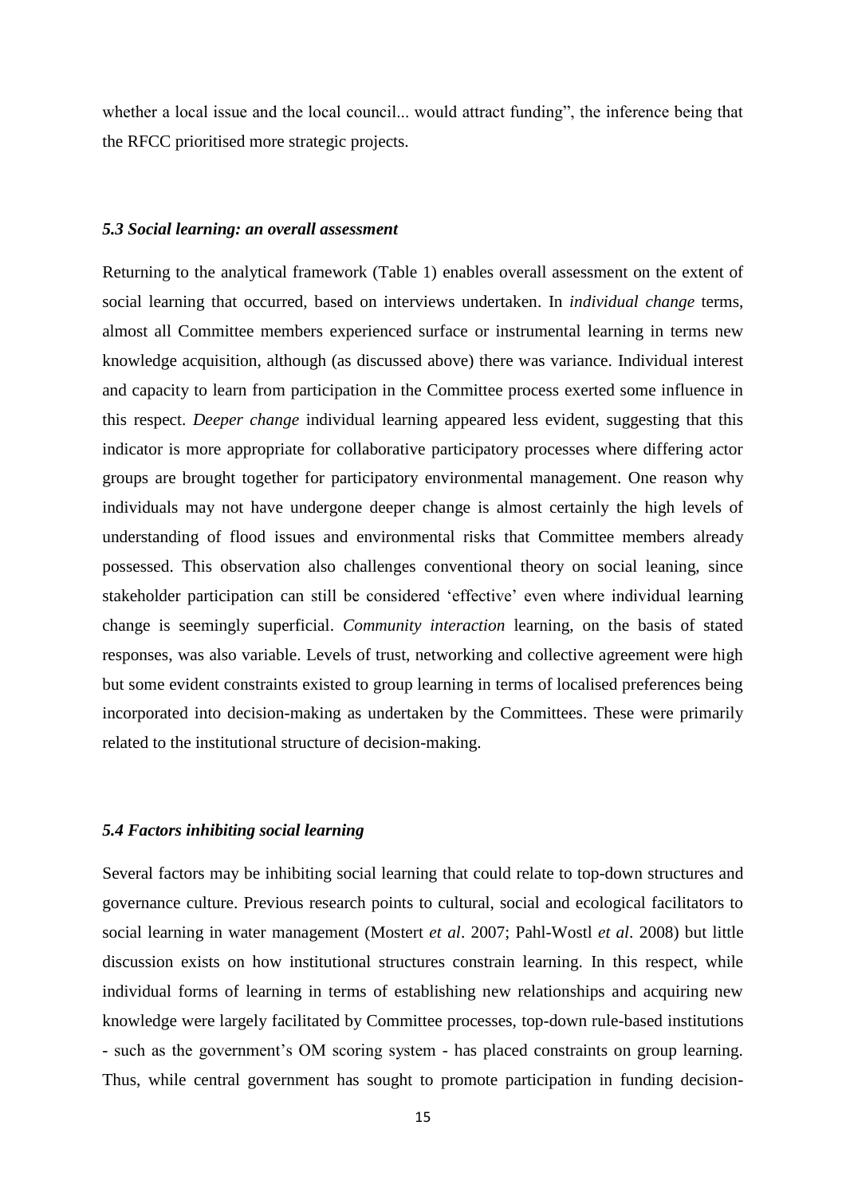whether a local issue and the local council... would attract funding", the inference being that the RFCC prioritised more strategic projects.

### *5.3 Social learning: an overall assessment*

Returning to the analytical framework (Table 1) enables overall assessment on the extent of social learning that occurred, based on interviews undertaken. In *individual change* terms, almost all Committee members experienced surface or instrumental learning in terms new knowledge acquisition, although (as discussed above) there was variance. Individual interest and capacity to learn from participation in the Committee process exerted some influence in this respect. *Deeper change* individual learning appeared less evident, suggesting that this indicator is more appropriate for collaborative participatory processes where differing actor groups are brought together for participatory environmental management. One reason why individuals may not have undergone deeper change is almost certainly the high levels of understanding of flood issues and environmental risks that Committee members already possessed. This observation also challenges conventional theory on social leaning, since stakeholder participation can still be considered 'effective' even where individual learning change is seemingly superficial. *Community interaction* learning, on the basis of stated responses, was also variable. Levels of trust, networking and collective agreement were high but some evident constraints existed to group learning in terms of localised preferences being incorporated into decision-making as undertaken by the Committees. These were primarily related to the institutional structure of decision-making.

### *5.4 Factors inhibiting social learning*

Several factors may be inhibiting social learning that could relate to top-down structures and governance culture. Previous research points to cultural, social and ecological facilitators to social learning in water management (Mostert *et al*. 2007; Pahl-Wostl *et al*. 2008) but little discussion exists on how institutional structures constrain learning. In this respect, while individual forms of learning in terms of establishing new relationships and acquiring new knowledge were largely facilitated by Committee processes, top-down rule-based institutions - such as the government's OM scoring system - has placed constraints on group learning. Thus, while central government has sought to promote participation in funding decision-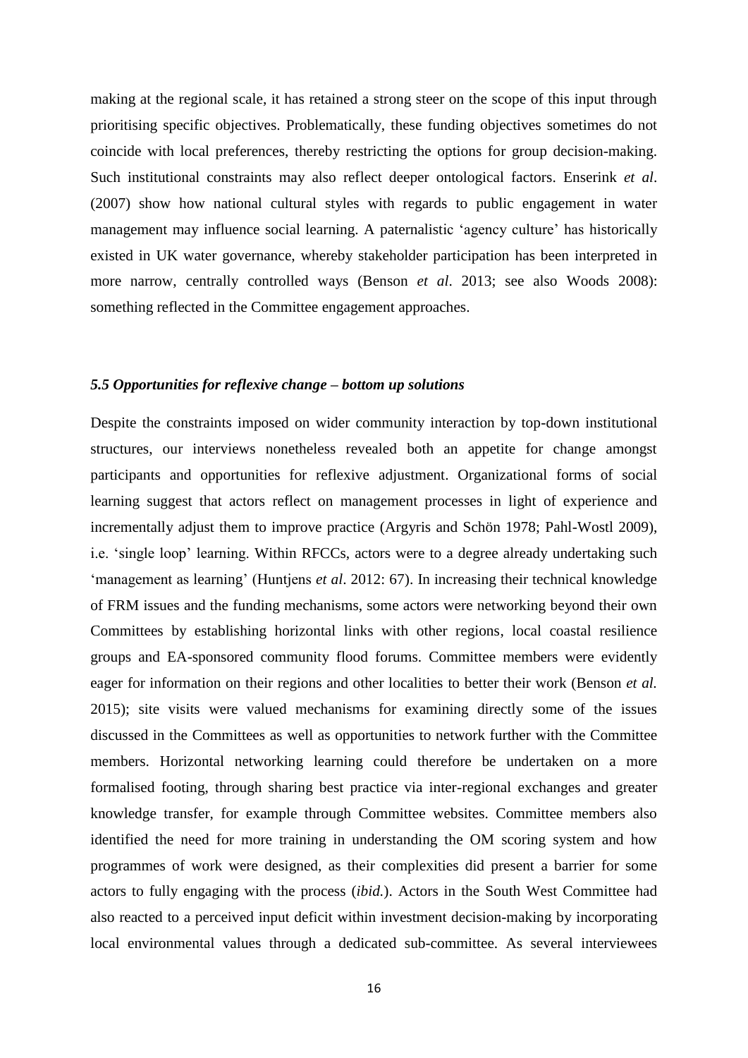making at the regional scale, it has retained a strong steer on the scope of this input through prioritising specific objectives. Problematically, these funding objectives sometimes do not coincide with local preferences, thereby restricting the options for group decision-making. Such institutional constraints may also reflect deeper ontological factors. Enserink *et al*. (2007) show how national cultural styles with regards to public engagement in water management may influence social learning. A paternalistic 'agency culture' has historically existed in UK water governance, whereby stakeholder participation has been interpreted in more narrow, centrally controlled ways (Benson *et al*. 2013; see also Woods 2008): something reflected in the Committee engagement approaches.

### *5.5 Opportunities for reflexive change – bottom up solutions*

Despite the constraints imposed on wider community interaction by top-down institutional structures, our interviews nonetheless revealed both an appetite for change amongst participants and opportunities for reflexive adjustment. Organizational forms of social learning suggest that actors reflect on management processes in light of experience and incrementally adjust them to improve practice (Argyris and Schön 1978; Pahl-Wostl 2009), i.e. 'single loop' learning. Within RFCCs, actors were to a degree already undertaking such 'management as learning' (Huntjens *et al*. 2012: 67). In increasing their technical knowledge of FRM issues and the funding mechanisms, some actors were networking beyond their own Committees by establishing horizontal links with other regions, local coastal resilience groups and EA-sponsored community flood forums. Committee members were evidently eager for information on their regions and other localities to better their work (Benson *et al.* 2015); site visits were valued mechanisms for examining directly some of the issues discussed in the Committees as well as opportunities to network further with the Committee members. Horizontal networking learning could therefore be undertaken on a more formalised footing, through sharing best practice via inter-regional exchanges and greater knowledge transfer, for example through Committee websites. Committee members also identified the need for more training in understanding the OM scoring system and how programmes of work were designed, as their complexities did present a barrier for some actors to fully engaging with the process (*ibid.*). Actors in the South West Committee had also reacted to a perceived input deficit within investment decision-making by incorporating local environmental values through a dedicated sub-committee. As several interviewees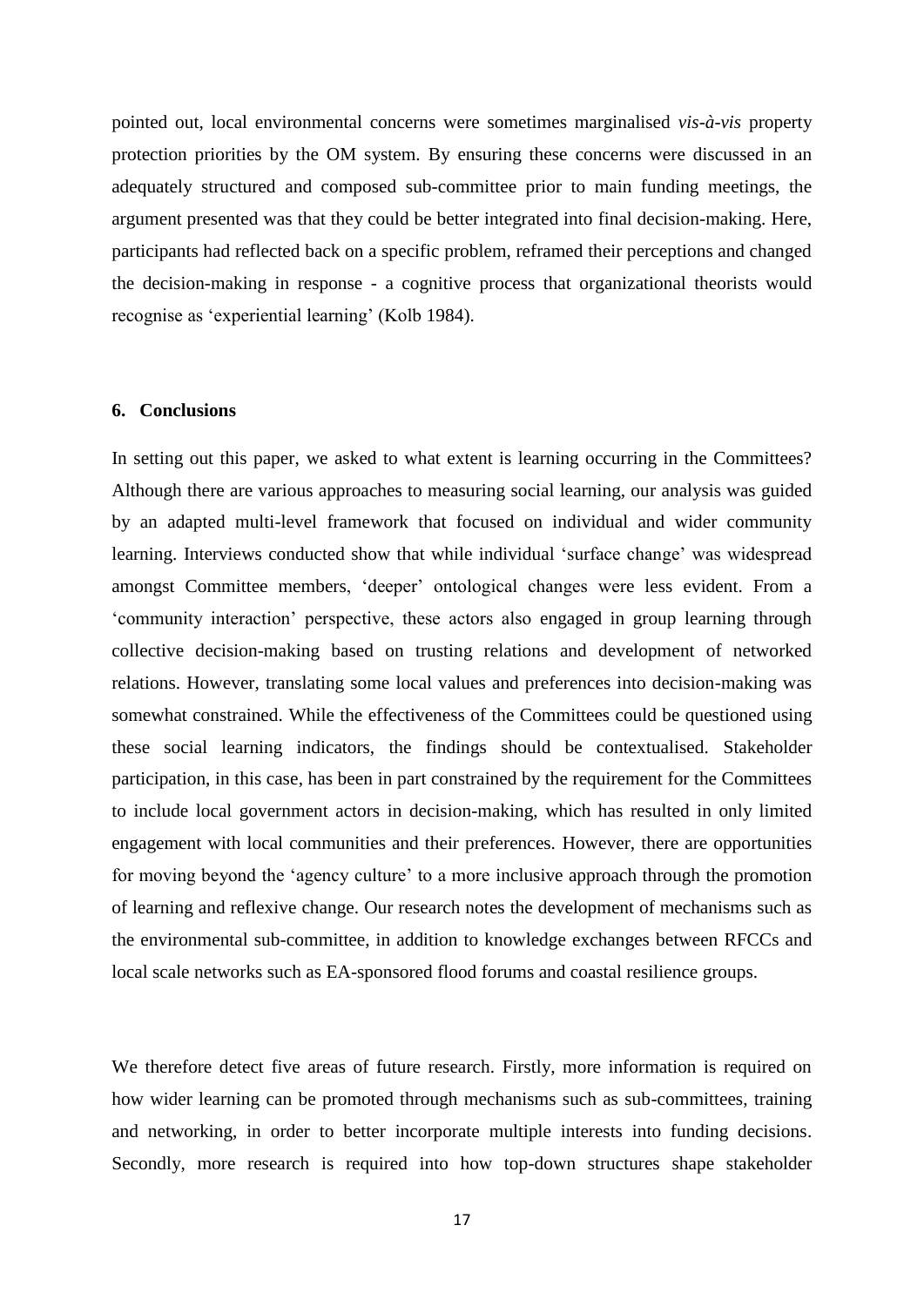pointed out, local environmental concerns were sometimes marginalised *vis-à-vis* property protection priorities by the OM system. By ensuring these concerns were discussed in an adequately structured and composed sub-committee prior to main funding meetings, the argument presented was that they could be better integrated into final decision-making. Here, participants had reflected back on a specific problem, reframed their perceptions and changed the decision-making in response - a cognitive process that organizational theorists would recognise as 'experiential learning' (Kolb 1984).

## 6. Conclusions

In setting out this paper, we asked to what extent is learning occurring in the Committees? Although there are various approaches to measuring social learning, our analysis was guided by an adapted multi-level framework that focused on individual and wider community learning. Interviews conducted show that while individual 'surface change' was widespread amongst Committee members, 'deeper' ontological changes were less evident. From a 'community interaction' perspective, these actors also engaged in group learning through collective decision-making based on trusting relations and development of networked relations. However, translating some local values and preferences into decision-making was somewhat constrained. While the effectiveness of the Committees could be questioned using these social learning indicators, the findings should be contextualised. Stakeholder participation, in this case, has been in part constrained by the requirement for the Committees to include local government actors in decision-making, which has resulted in only limited engagement with local communities and their preferences. However, there are opportunities for moving beyond the 'agency culture' to a more inclusive approach through the promotion of learning and reflexive change. Our research notes the development of mechanisms such as the environmental sub-committee, in addition to knowledge exchanges between RFCCs and local scale networks such as EA-sponsored flood forums and coastal resilience groups.

We therefore detect five areas of future research. Firstly, more information is required on how wider learning can be promoted through mechanisms such as sub-committees, training and networking, in order to better incorporate multiple interests into funding decisions. Secondly, more research is required into how top-down structures shape stakeholder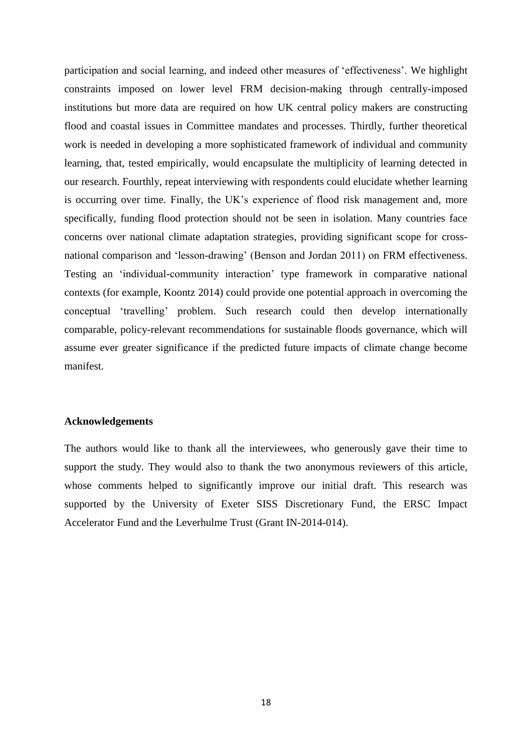participation and social learning, and indeed other measures of 'effectiveness'. We highlight constraints imposed on lower level FRM decision-making through centrally-imposed institutions but more data are required on how UK central policy makers are constructing flood and coastal issues in Committee mandates and processes. Thirdly, further theoretical work is needed in developing a more sophisticated framework of individual and community learning, that, tested empirically, would encapsulate the multiplicity of learning detected in our research. Fourthly, repeat interviewing with respondents could elucidate whether learning is occurring over time. Finally, the UK's experience of flood risk management and, more specifically, funding flood protection should not be seen in isolation. Many countries face concerns over national climate adaptation strategies, providing significant scope for cross-national comparison and 'lesson-drawing' (Benson and Jordan 2011) on FRM effectiveness. Testing an 'individual-community interaction' type framework in comparative national contexts (for example, Koontz 2014) could provide one potential approach in overcoming the conceptual 'travelling' problem. Such research could then develop internationally comparable, policy-relevant recommendations for sustainable floods governance, which will assume ever greater significance if the predicted future impacts of climate change become manifest.

**Acknowledgements**

The authors would like to thank all the interviewees, who generously gave their time to support the study. They would also to thank the two anonymous reviewers of this article, whose comments helped to significantly improve our initial draft. This research was supported by the University of Exeter SISS Discretionary Fund, the ERSC Impact Accelerator Fund and the Leverhulme Trust (Grant IN-2014-014).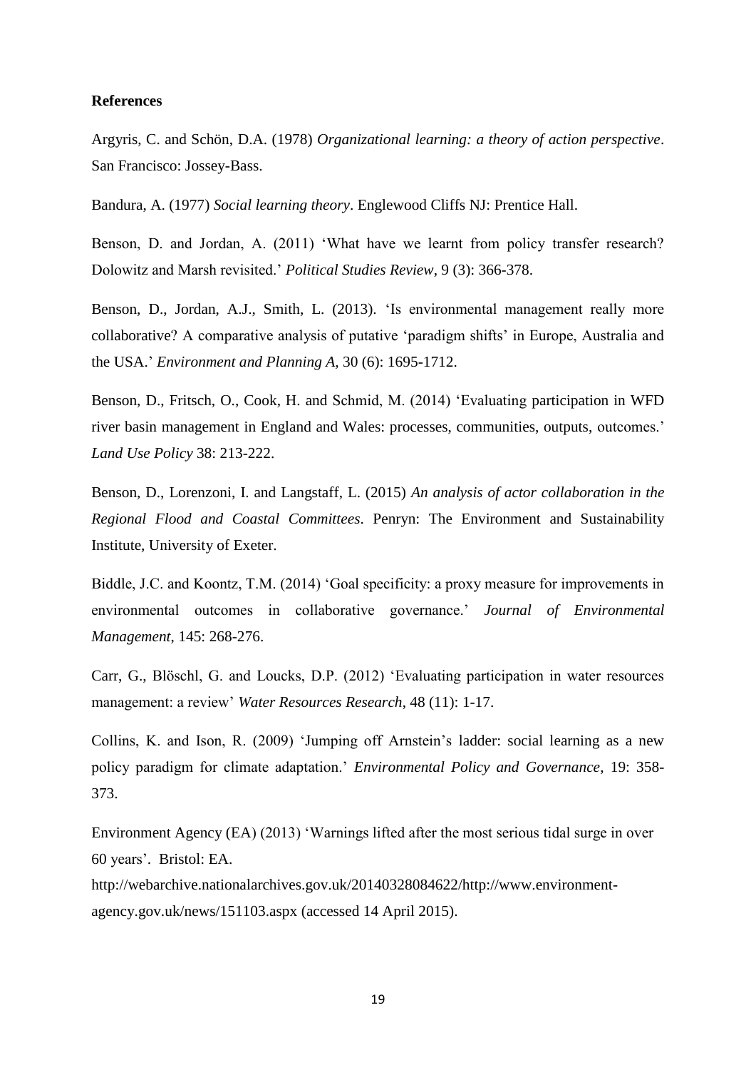## References

Argyris, C. and Schön, D.A. (1978) *Organizational learning: a theory of action perspective*. San Francisco: Jossey-Bass.

Bandura, A. (1977) *Social learning theory*. Englewood Cliffs NJ: Prentice Hall.

Benson, D. and Jordan, A. (2011) 'What have we learnt from policy transfer research? Dolowitz and Marsh revisited.' *Political Studies Review*, 9 (3): 366-378.

Benson, D., Jordan, A.J., Smith, L. (2013). 'Is environmental management really more collaborative? A comparative analysis of putative 'paradigm shifts' in Europe, Australia and the USA.' *Environment and Planning A*, 30 (6): 1695-1712.

Benson, D., Fritsch, O., Cook, H. and Schmid, M. (2014) 'Evaluating participation in WFD river basin management in England and Wales: processes, communities, outputs, outcomes.' *Land Use Policy* 38: 213-222.

Benson, D., Lorenzoni, I. and Langstaff, L. (2015) *An analysis of actor collaboration in the Regional Flood and Coastal Committees*. Penryn: The Environment and Sustainability Institute, University of Exeter.

Biddle, J.C. and Koontz, T.M. (2014) 'Goal specificity: a proxy measure for improvements in environmental outcomes in collaborative governance.' *Journal of Environmental Management*, 145: 268-276.

Carr, G., Blöschl, G. and Loucks, D.P. (2012) 'Evaluating participation in water resources management: a review' *Water Resources Research*, 48 (11): 1-17.

Collins, K. and Ison, R. (2009) 'Jumping off Arnstein's ladder: social learning as a new policy paradigm for climate adaptation.' *Environmental Policy and Governance*, 19: 358-373.

Environment Agency (EA) (2013) 'Warnings lifted after the most serious tidal surge in over 60 years'. Bristol: EA.
http://webarchive.nationalarchives.gov.uk/20140328084622/http://www.environment-agency.gov.uk/news/151103.aspx (accessed 14 April 2015).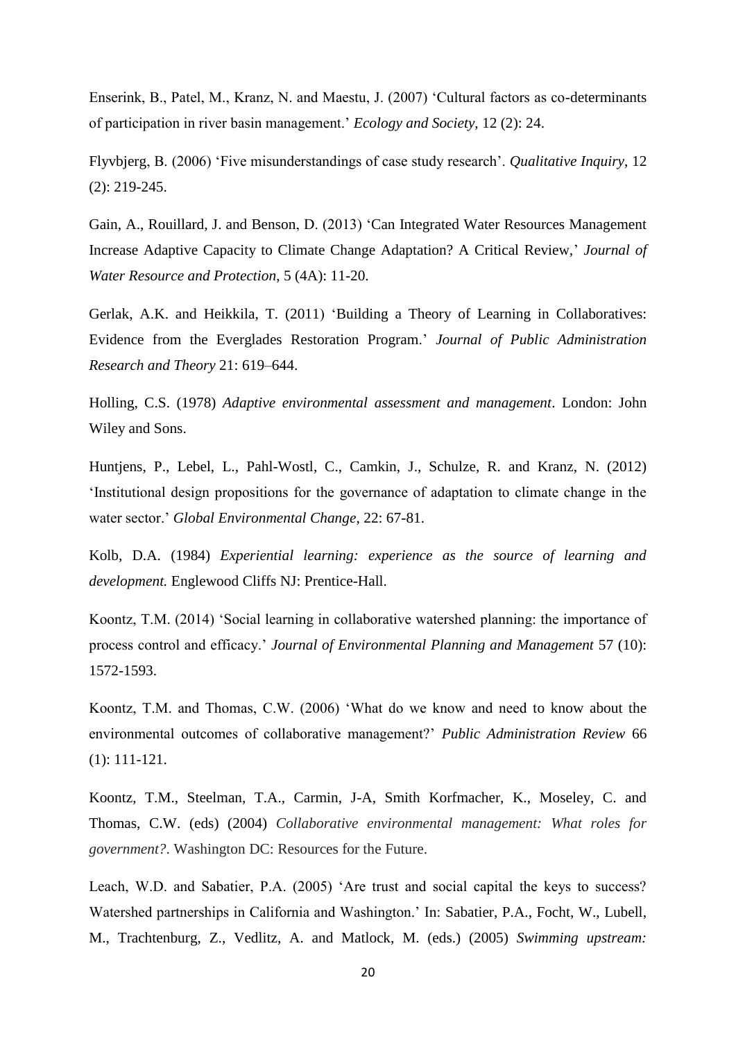Enserink, B., Patel, M., Kranz, N. and Maestu, J. (2007) 'Cultural factors as co-determinants of participation in river basin management.' *Ecology and Society*, 12 (2): 24.

Flyvbjerg, B. (2006) 'Five misunderstandings of case study research'. *Qualitative Inquiry*, 12 (2): 219-245.

Gain, A., Rouillard, J. and Benson, D. (2013) 'Can Integrated Water Resources Management Increase Adaptive Capacity to Climate Change Adaptation? A Critical Review,' *Journal of Water Resource and Protection*, 5 (4A): 11-20.

Gerlak, A.K. and Heikkila, T. (2011) 'Building a Theory of Learning in Collaboratives: Evidence from the Everglades Restoration Program.' *Journal of Public Administration Research and Theory* 21: 619–644.

Holling, C.S. (1978) *Adaptive environmental assessment and management*. London: John Wiley and Sons.

Huntjens, P., Lebel, L., Pahl-Wostl, C., Camkin, J., Schulze, R. and Kranz, N. (2012) 'Institutional design propositions for the governance of adaptation to climate change in the water sector.' *Global Environmental Change*, 22: 67-81.

Kolb, D.A. (1984) *Experiential learning: experience as the source of learning and development.* Englewood Cliffs NJ: Prentice-Hall.

Koontz, T.M. (2014) 'Social learning in collaborative watershed planning: the importance of process control and efficacy.' *Journal of Environmental Planning and Management* 57 (10): 1572-1593.

Koontz, T.M. and Thomas, C.W. (2006) 'What do we know and need to know about the environmental outcomes of collaborative management?' *Public Administration Review* 66 (1): 111-121.

Koontz, T.M., Steelman, T.A., Carmin, J-A, Smith Korfmacher, K., Moseley, C. and Thomas, C.W. (eds) (2004) *Collaborative environmental management: What roles for government?*. Washington DC: Resources for the Future.

Leach, W.D. and Sabatier, P.A. (2005) 'Are trust and social capital the keys to success? Watershed partnerships in California and Washington.' In: Sabatier, P.A., Focht, W., Lubell, M., Trachtenburg, Z., Vedlitz, A. and Matlock, M. (eds.) (2005) *Swimming upstream:*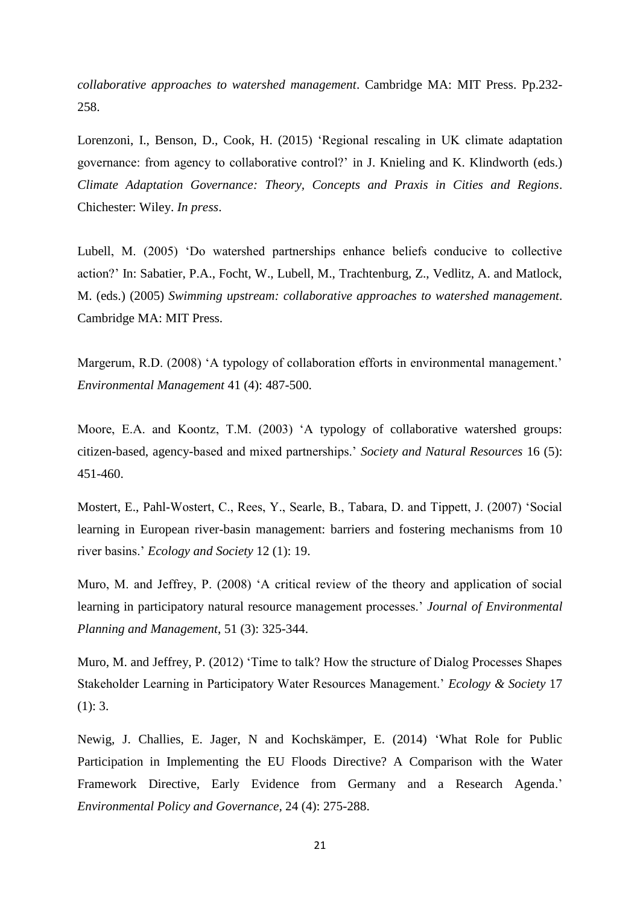*collaborative approaches to watershed management*. Cambridge MA: MIT Press. Pp.232-258.

Lorenzoni, I., Benson, D., Cook, H. (2015) 'Regional rescaling in UK climate adaptation governance: from agency to collaborative control?' in J. Knieling and K. Klindworth (eds.) *Climate Adaptation Governance: Theory, Concepts and Praxis in Cities and Regions*. Chichester: Wiley. *In press*.

Lubell, M. (2005) 'Do watershed partnerships enhance beliefs conducive to collective action?' In: Sabatier, P.A., Focht, W., Lubell, M., Trachtenburg, Z., Vedlitz, A. and Matlock, M. (eds.) (2005) *Swimming upstream: collaborative approaches to watershed management*. Cambridge MA: MIT Press.

Margerum, R.D. (2008) 'A typology of collaboration efforts in environmental management.' *Environmental Management* 41 (4): 487-500.

Moore, E.A. and Koontz, T.M. (2003) 'A typology of collaborative watershed groups: citizen-based, agency-based and mixed partnerships.' *Society and Natural Resources* 16 (5): 451-460.

Mostert, E., Pahl-Wostert, C., Rees, Y., Searle, B., Tabara, D. and Tippett, J. (2007) 'Social learning in European river-basin management: barriers and fostering mechanisms from 10 river basins.' *Ecology and Society* 12 (1): 19.

Muro, M. and Jeffrey, P. (2008) 'A critical review of the theory and application of social learning in participatory natural resource management processes.' *Journal of Environmental Planning and Management*, 51 (3): 325-344.

Muro, M. and Jeffrey, P. (2012) 'Time to talk? How the structure of Dialog Processes Shapes Stakeholder Learning in Participatory Water Resources Management.' *Ecology & Society* 17 (1): 3.

Newig, J. Challies, E. Jager, N and Kochskämper, E. (2014) 'What Role for Public Participation in Implementing the EU Floods Directive? A Comparison with the Water Framework Directive, Early Evidence from Germany and a Research Agenda.' *Environmental Policy and Governance*, 24 (4): 275-288.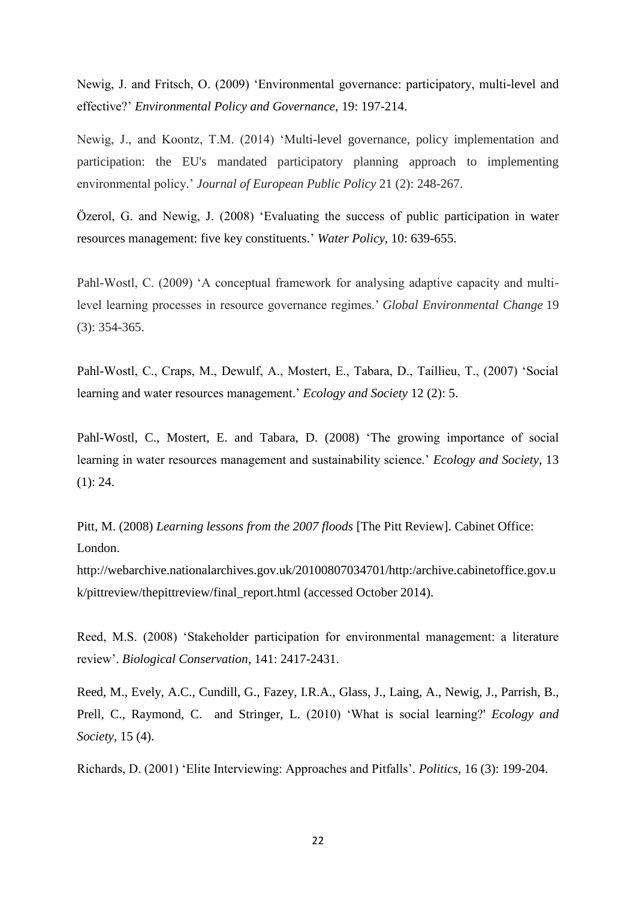Newig, J. and Fritsch, O. (2009) 'Environmental governance: participatory, multi-level and effective?' *Environmental Policy and Governance*, 19: 197-214.

Newig, J., and Koontz, T.M. (2014) 'Multi-level governance, policy implementation and participation: the EU's mandated participatory planning approach to implementing environmental policy.' *Journal of European Public Policy* 21 (2): 248-267.

Özerol, G. and Newig, J. (2008) 'Evaluating the success of public participation in water resources management: five key constituents.' *Water Policy*, 10: 639-655.

Pahl-Wostl, C. (2009) 'A conceptual framework for analysing adaptive capacity and multi-level learning processes in resource governance regimes.' *Global Environmental Change* 19 (3): 354-365.

Pahl-Wostl, C., Craps, M., Dewulf, A., Mostert, E., Tabara, D., Taillieu, T., (2007) 'Social learning and water resources management.' *Ecology and Society* 12 (2): 5.

Pahl-Wostl, C., Mostert, E. and Tabara, D. (2008) 'The growing importance of social learning in water resources management and sustainability science.' *Ecology and Society*, 13 (1): 24.

Pitt, M. (2008) *Learning lessons from the 2007 floods* [The Pitt Review]. Cabinet Office: London. http://webarchive.nationalarchives.gov.uk/20100807034701/http:/archive.cabinetoffice.gov.uk/pittreview/thepittreview/final_report.html (accessed October 2014).

Reed, M.S. (2008) 'Stakeholder participation for environmental management: a literature review'. *Biological Conservation*, 141: 2417-2431.

Reed, M., Evely, A.C., Cundill, G., Fazey, I.R.A., Glass, J., Laing, A., Newig, J., Parrish, B., Prell, C., Raymond, C. and Stringer, L. (2010) 'What is social learning?' *Ecology and Society*, 15 (4).

Richards, D. (2001) 'Elite Interviewing: Approaches and Pitfalls'. *Politics*, 16 (3): 199-204.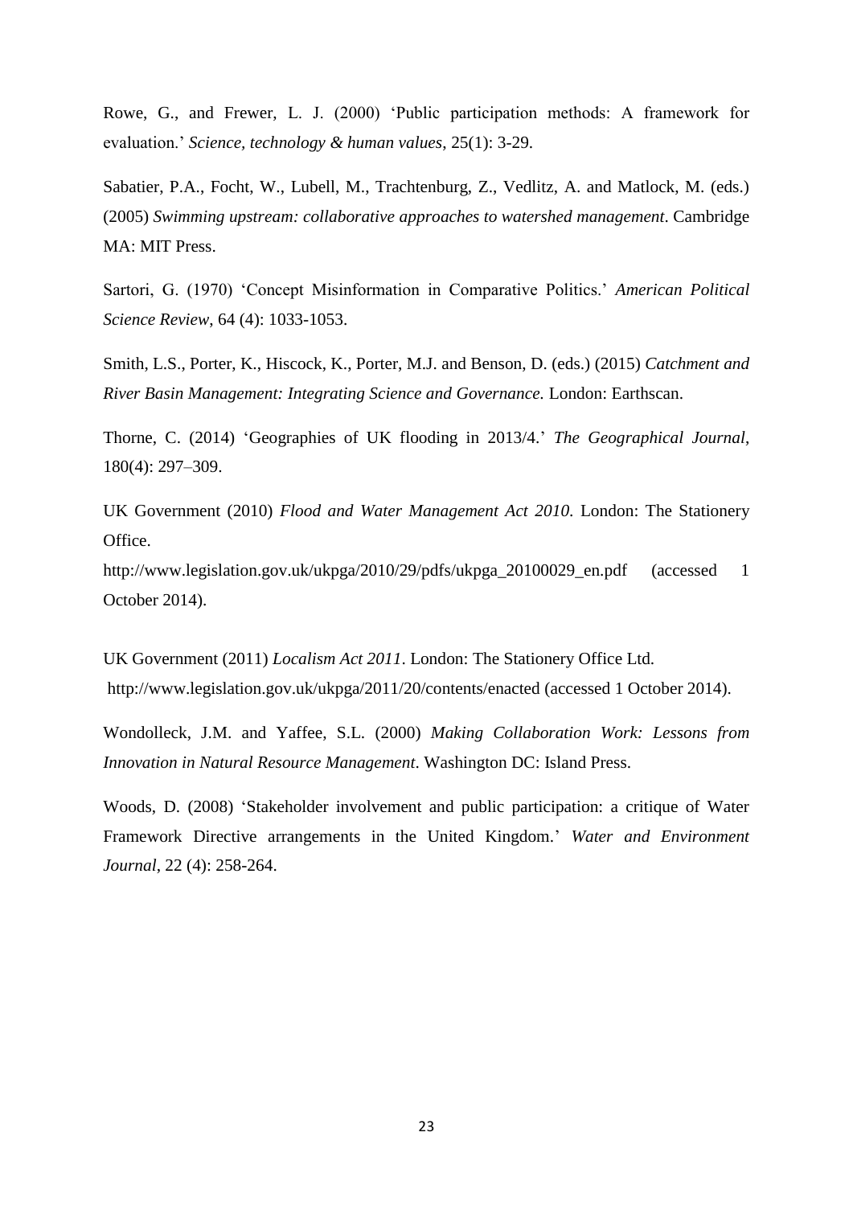Rowe, G., and Frewer, L. J. (2000) 'Public participation methods: A framework for evaluation.' *Science, technology & human values,* 25(1): 3-29.

Sabatier, P.A., Focht, W., Lubell, M., Trachtenburg, Z., Vedlitz, A. and Matlock, M. (eds.) (2005) *Swimming upstream: collaborative approaches to watershed management*. Cambridge MA: MIT Press.

Sartori, G. (1970) 'Concept Misinformation in Comparative Politics.' *American Political Science Review*, 64 (4): 1033-1053.

Smith, L.S., Porter, K., Hiscock, K., Porter, M.J. and Benson, D. (eds.) (2015) *Catchment and River Basin Management: Integrating Science and Governance.* London: Earthscan.

Thorne, C. (2014) 'Geographies of UK flooding in 2013/4.' *The Geographical Journal*, 180(4): 297–309.

UK Government (2010) *Flood and Water Management Act 2010*. London: The Stationery Office.
http://www.legislation.gov.uk/ukpga/2010/29/pdfs/ukpga_20100029_en.pdf (accessed 1 October 2014).

UK Government (2011) *Localism Act 2011*. London: The Stationery Office Ltd.
http://www.legislation.gov.uk/ukpga/2011/20/contents/enacted (accessed 1 October 2014).

Wondolleck, J.M. and Yaffee, S.L. (2000) *Making Collaboration Work: Lessons from Innovation in Natural Resource Management*. Washington DC: Island Press.

Woods, D. (2008) 'Stakeholder involvement and public participation: a critique of Water Framework Directive arrangements in the United Kingdom.' *Water and Environment Journal*, 22 (4): 258-264.